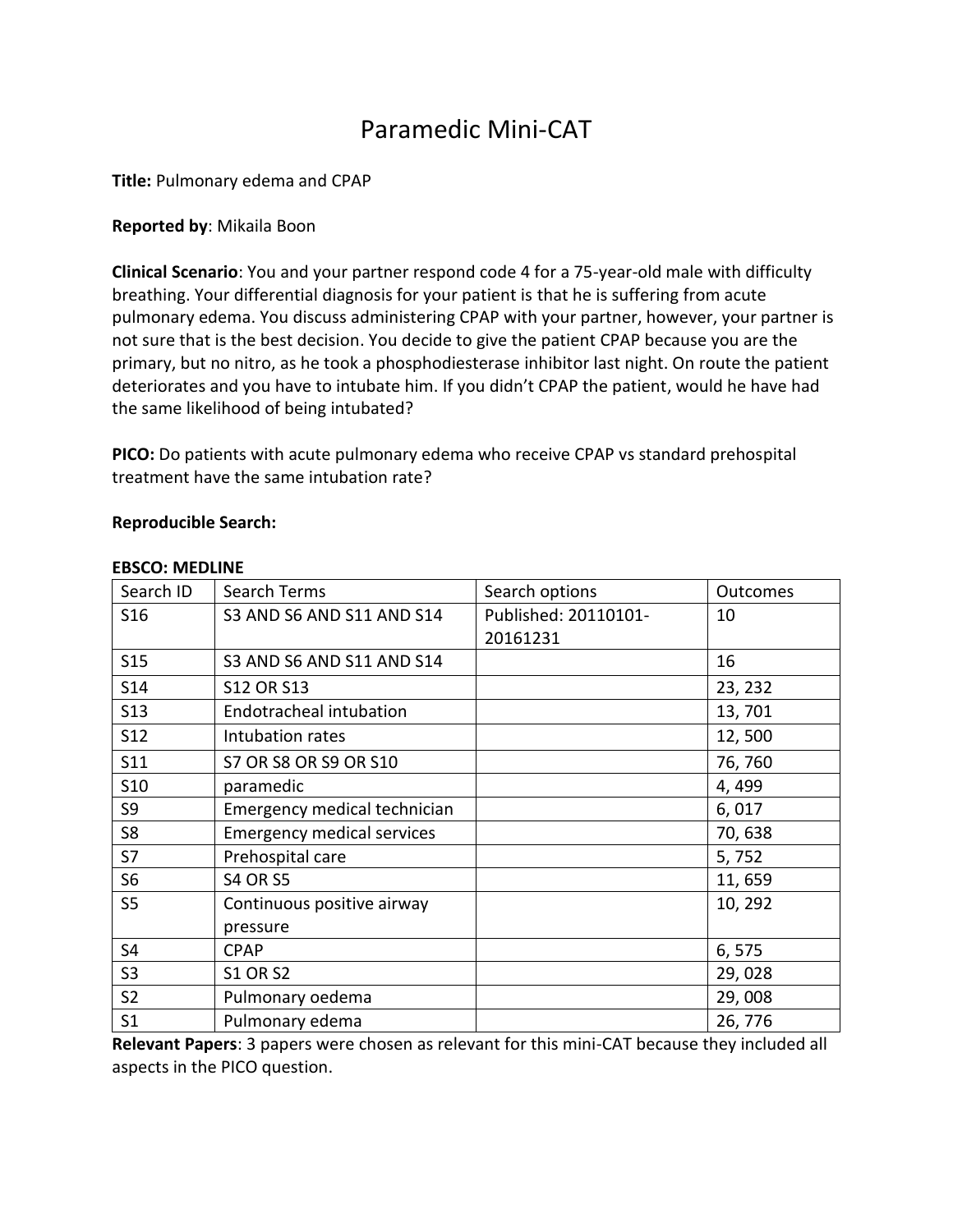# Paramedic Mini-CAT

**Title:** Pulmonary edema and CPAP

**Reported by**: Mikaila Boon

**Clinical Scenario**: You and your partner respond code 4 for a 75-year-old male with difficulty breathing. Your differential diagnosis for your patient is that he is suffering from acute pulmonary edema. You discuss administering CPAP with your partner, however, your partner is not sure that is the best decision. You decide to give the patient CPAP because you are the primary, but no nitro, as he took a phosphodiesterase inhibitor last night. On route the patient deteriorates and you have to intubate him. If you didn't CPAP the patient, would he have had the same likelihood of being intubated?

**PICO:** Do patients with acute pulmonary edema who receive CPAP vs standard prehospital treatment have the same intubation rate?

**Reproducible Search:**

**EBSCO: MEDLINE**

| Search ID | Search Terms | Search options | Outcomes |
|---|---|---|---|
| S16 | S3 AND S6 AND S11 AND S14 | Published: 20110101-20161231 | 10 |
| S15 | S3 AND S6 AND S11 AND S14 | | 16 |
| S14 | S12 OR S13 | | 23, 232 |
| S13 | Endotracheal intubation | | 13, 701 |
| S12 | Intubation rates | | 12, 500 |
| S11 | S7 OR S8 OR S9 OR S10 | | 76, 760 |
| S10 | paramedic | | 4, 499 |
| S9 | Emergency medical technician | | 6, 017 |
| S8 | Emergency medical services | | 70, 638 |
| S7 | Prehospital care | | 5, 752 |
| S6 | S4 OR S5 | | 11, 659 |
| S5 | Continuous positive airway pressure | | 10, 292 |
| S4 | CPAP | | 6, 575 |
| S3 | S1 OR S2 | | 29, 028 |
| S2 | Pulmonary oedema | | 29, 008 |
| S1 | Pulmonary edema | | 26, 776 |

**Relevant Papers**: 3 papers were chosen as relevant for this mini-CAT because they included all aspects in the PICO question.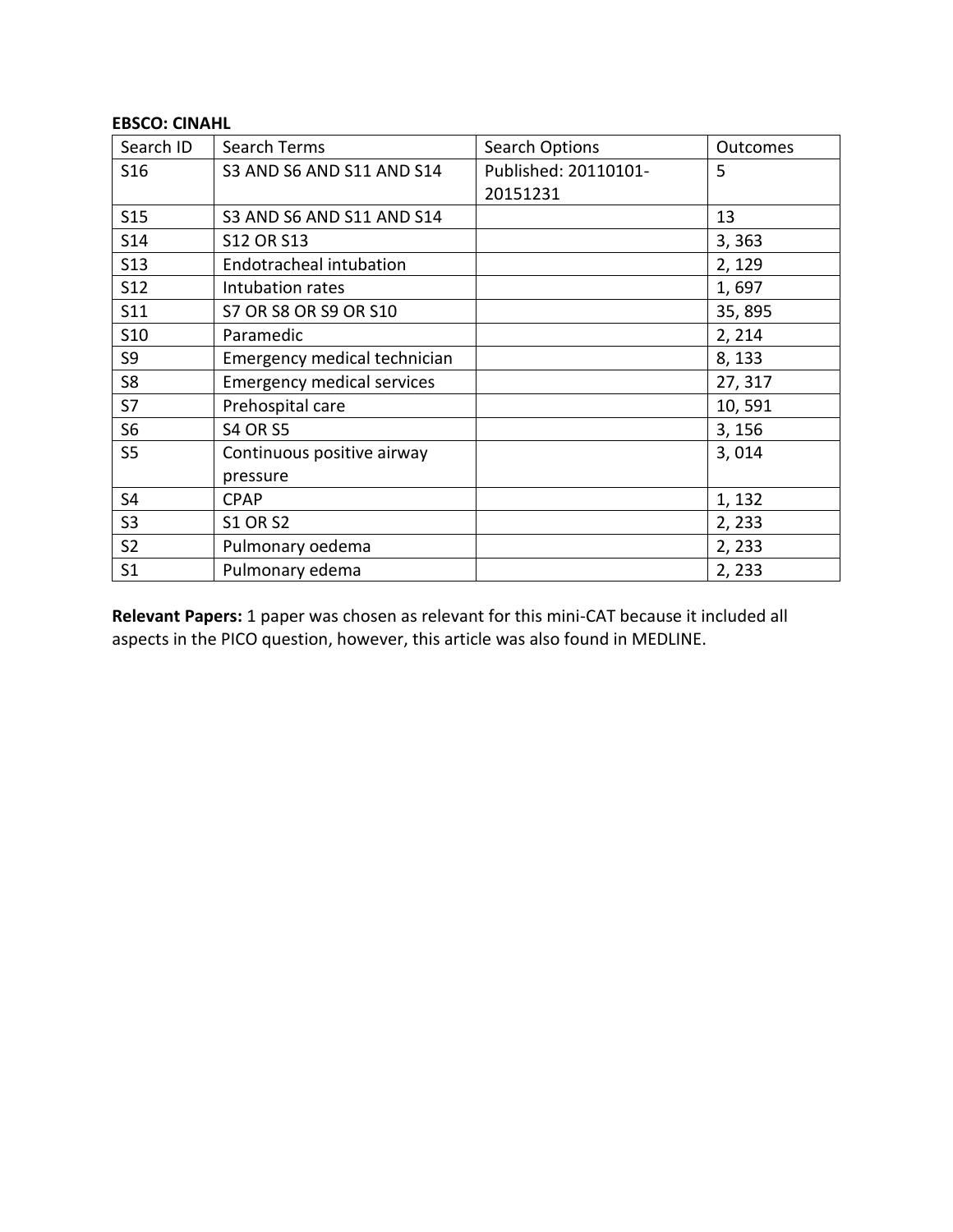**EBSCO: CINAHL**

| Search ID | Search Terms | Search Options | Outcomes |
|---|---|---|---|
| S16 | S3 AND S6 AND S11 AND S14 | Published: 20110101-20151231 | 5 |
| S15 | S3 AND S6 AND S11 AND S14 | | 13 |
| S14 | S12 OR S13 | | 3, 363 |
| S13 | Endotracheal intubation | | 2, 129 |
| S12 | Intubation rates | | 1, 697 |
| S11 | S7 OR S8 OR S9 OR S10 | | 35, 895 |
| S10 | Paramedic | | 2, 214 |
| S9 | Emergency medical technician | | 8, 133 |
| S8 | Emergency medical services | | 27, 317 |
| S7 | Prehospital care | | 10, 591 |
| S6 | S4 OR S5 | | 3, 156 |
| S5 | Continuous positive airway pressure | | 3, 014 |
| S4 | CPAP | | 1, 132 |
| S3 | S1 OR S2 | | 2, 233 |
| S2 | Pulmonary oedema | | 2, 233 |
| S1 | Pulmonary edema | | 2, 233 |

**Relevant Papers:** 1 paper was chosen as relevant for this mini-CAT because it included all aspects in the PICO question, however, this article was also found in MEDLINE.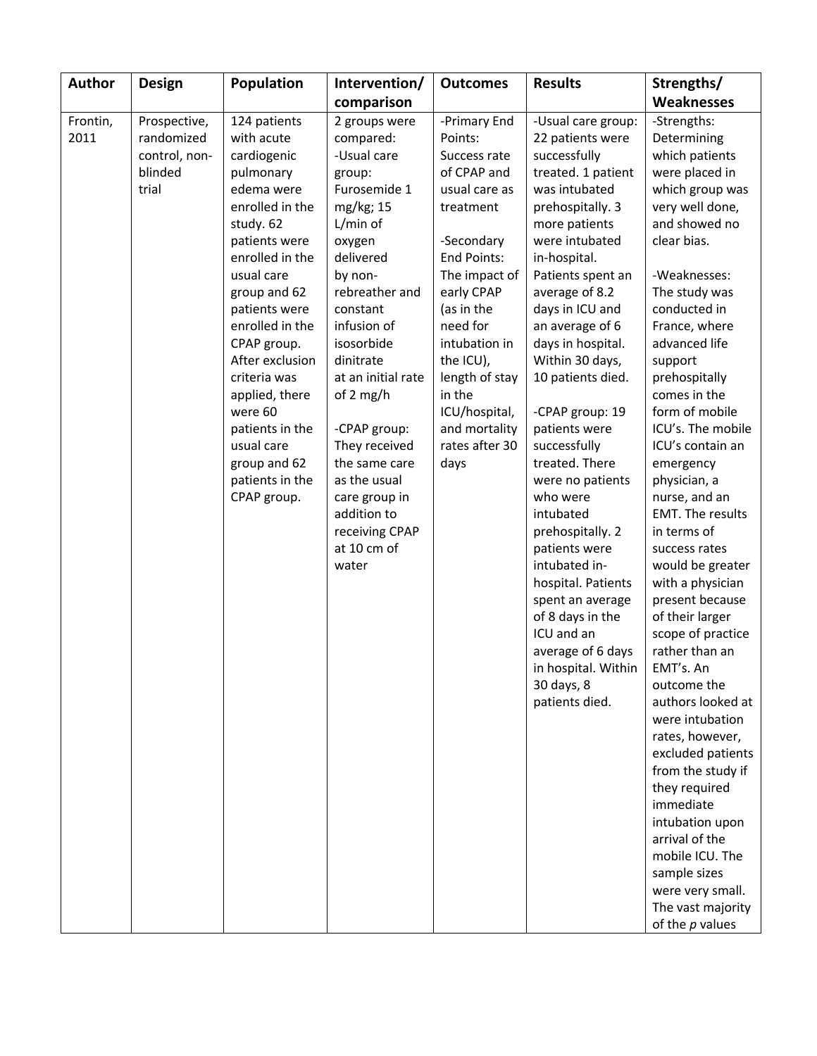| Author | Design | Population | Intervention/ comparison | Outcomes | Results | Strengths/ Weaknesses |
|---|---|---|---|---|---|---|
| Frontin, 2011 | Prospective, randomized control, non-blinded trial | 124 patients with acute cardiogenic pulmonary edema were enrolled in the study. 62 patients were enrolled in the usual care group and 62 patients were enrolled in the CPAP group. After exclusion criteria was applied, there were 60 patients in the usual care group and 62 patients in the CPAP group. | 2 groups were compared:<br>-Usual care group: Furosemide 1 mg/kg; 15 L/min of oxygen delivered by non-rebreather and constant infusion of isosorbide dinitrate at an initial rate of 2 mg/h<br><br>-CPAP group: They received the same care as the usual care group in addition to receiving CPAP at 10 cm of water | -Primary End Points: Success rate of CPAP and usual care as treatment<br><br>-Secondary End Points: The impact of early CPAP (as in the need for intubation in the ICU), length of stay in the ICU/hospital, and mortality rates after 30 days | -Usual care group: 22 patients were successfully treated. 1 patient was intubated prehospitally. 3 more patients were intubated in-hospital. Patients spent an average of 8.2 days in ICU and an average of 6 days in hospital. Within 30 days, 10 patients died.<br><br>-CPAP group: 19 patients were successfully treated. There were no patients who were intubated prehospitally. 2 patients were intubated in-hospital. Patients spent an average of 8 days in the ICU and an average of 6 days in hospital. Within 30 days, 8 patients died. | -Strengths: Determining which patients were placed in which group was very well done, and showed no clear bias.<br><br>-Weaknesses: The study was conducted in France, where advanced life support prehospitally comes in the form of mobile ICU's. The mobile ICU's contain an emergency physician, a nurse, and an EMT. The results in terms of success rates would be greater with a physician present because of their larger scope of practice rather than an EMT's. An outcome the authors looked at were intubation rates, however, excluded patients from the study if they required immediate intubation upon arrival of the mobile ICU. The sample sizes were very small. The vast majority of the *p* values |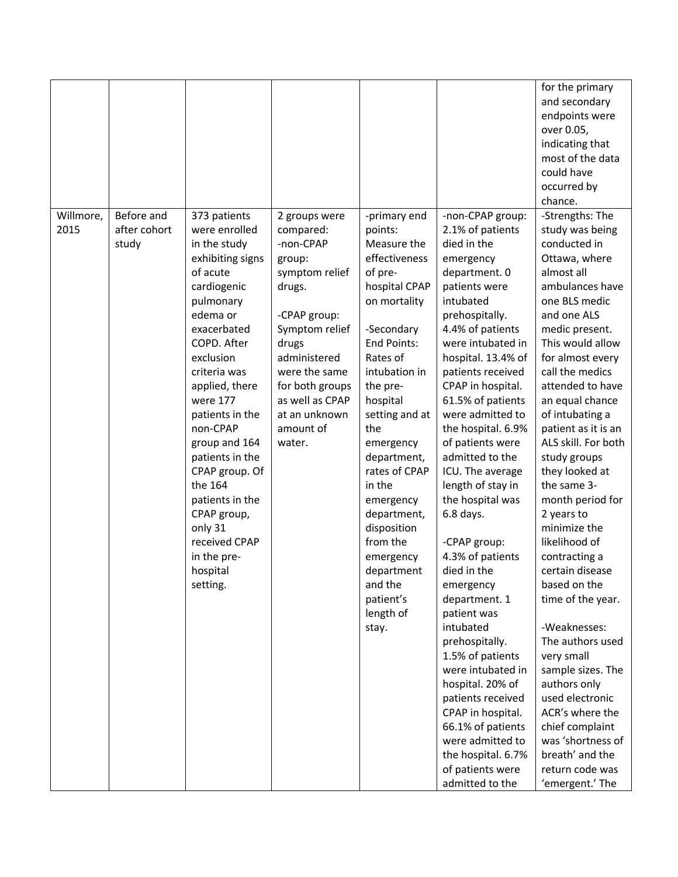| | | | | | | |
|---|---|---|---|---|---|---|
| | | | | | | for the primary and secondary endpoints were over 0.05, indicating that most of the data could have occurred by chance. |
| Willmore, 2015 | Before and after cohort study | 373 patients were enrolled in the study exhibiting signs of acute cardiogenic pulmonary edema or exacerbated COPD. After exclusion criteria was applied, there were 177 patients in the non-CPAP group and 164 patients in the CPAP group. Of the 164 patients in the CPAP group, only 31 received CPAP in the pre-hospital setting. | 2 groups were compared:<br>-non-CPAP group: symptom relief drugs.<br><br>-CPAP group: Symptom relief drugs administered were the same for both groups as well as CPAP at an unknown amount of water. | -primary end points: Measure the effectiveness of pre-hospital CPAP on mortality<br><br>-Secondary End Points: Rates of intubation in the pre-hospital setting and at the emergency department, rates of CPAP in the emergency department, disposition from the emergency department and the patient's length of stay. | -non-CPAP group: 2.1% of patients died in the emergency department. 0 patients were intubated prehospitally. 4.4% of patients were intubated in hospital. 13.4% of patients received CPAP in hospital. 61.5% of patients were admitted to the hospital. 6.9% of patients were admitted to the ICU. The average length of stay in the hospital was 6.8 days.<br><br>-CPAP group: 4.3% of patients died in the emergency department. 1 patient was intubated prehospitally. 1.5% of patients were intubated in hospital. 20% of patients received CPAP in hospital. 66.1% of patients were admitted to the hospital. 6.7% of patients were admitted to the | -Strengths: The study was being conducted in Ottawa, where almost all ambulances have one BLS medic and one ALS medic present. This would allow for almost every call the medics attended to have an equal chance of intubating a patient as it is an ALS skill. For both study groups they looked at the same 3-month period for 2 years to minimize the likelihood of contracting a certain disease based on the time of the year.<br><br>-Weaknesses: The authors used very small sample sizes. The authors only used electronic ACR's where the chief complaint was 'shortness of breath' and the return code was 'emergent.' The |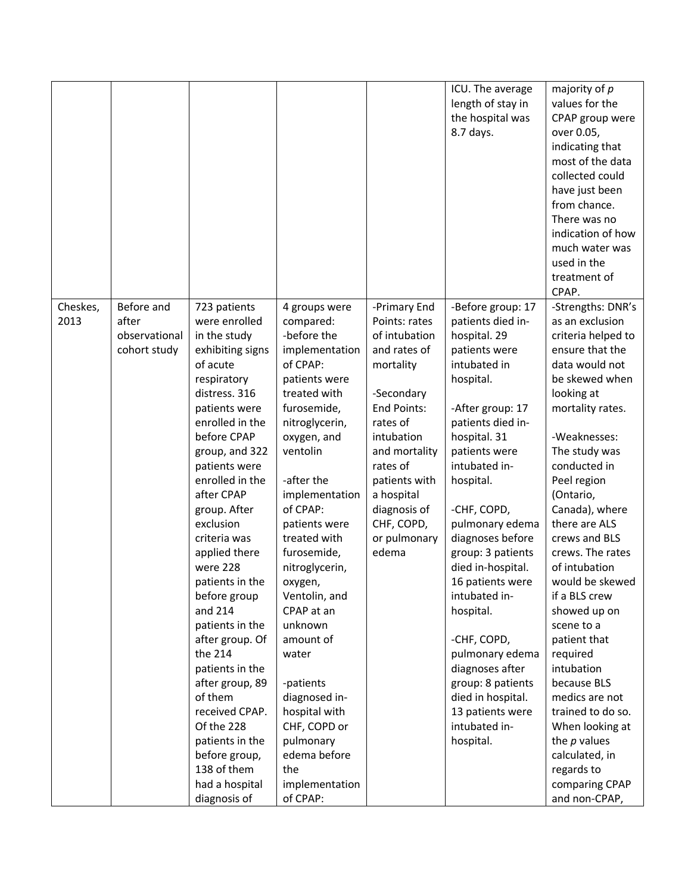| | | | | | | |
|---|---|---|---|---|---|---|
| | | | | | ICU. The average length of stay in the hospital was 8.7 days. | majority of *p* values for the CPAP group were over 0.05, indicating that most of the data collected could have just been from chance. There was no indication of how much water was used in the treatment of CPAP. |
| Cheskes, 2013 | Before and after observational cohort study | 723 patients were enrolled in the study exhibiting signs of acute respiratory distress. 316 patients were enrolled in the before CPAP group, and 322 patients were enrolled in the after CPAP group. After exclusion criteria was applied there were 228 patients in the before group and 214 patients in the after group. Of the 214 patients in the after group, 89 of them received CPAP. Of the 228 patients in the before group, 138 of them had a hospital diagnosis of | 4 groups were compared:<br>-before the implementation of CPAP: patients were treated with furosemide, nitroglycerin, oxygen, and ventolin<br><br>-after the implementation of CPAP: patients were treated with furosemide, nitroglycerin, oxygen, Ventolin, and CPAP at an unknown amount of water<br><br>-patients diagnosed in-hospital with CHF, COPD or pulmonary edema before the implementation of CPAP: | -Primary End Points: rates of intubation and rates of mortality<br><br>-Secondary End Points: rates of intubation and mortality rates of patients with a hospital diagnosis of CHF, COPD, or pulmonary edema | -Before group: 17 patients died in-hospital. 29 patients were intubated in hospital.<br><br>-After group: 17 patients died in-hospital. 31 patients were intubated in-hospital.<br><br>-CHF, COPD, pulmonary edema diagnoses before group: 3 patients died in-hospital. 16 patients were intubated in-hospital.<br><br>-CHF, COPD, pulmonary edema diagnoses after group: 8 patients died in hospital. 13 patients were intubated in-hospital. | -Strengths: DNR's as an exclusion criteria helped to ensure that the data would not be skewed when looking at mortality rates.<br><br>-Weaknesses: The study was conducted in Peel region (Ontario, Canada), where there are ALS crews and BLS crews. The rates of intubation would be skewed if a BLS crew showed up on scene to a patient that required intubation because BLS medics are not trained to do so. When looking at the *p* values calculated, in regards to comparing CPAP and non-CPAP, |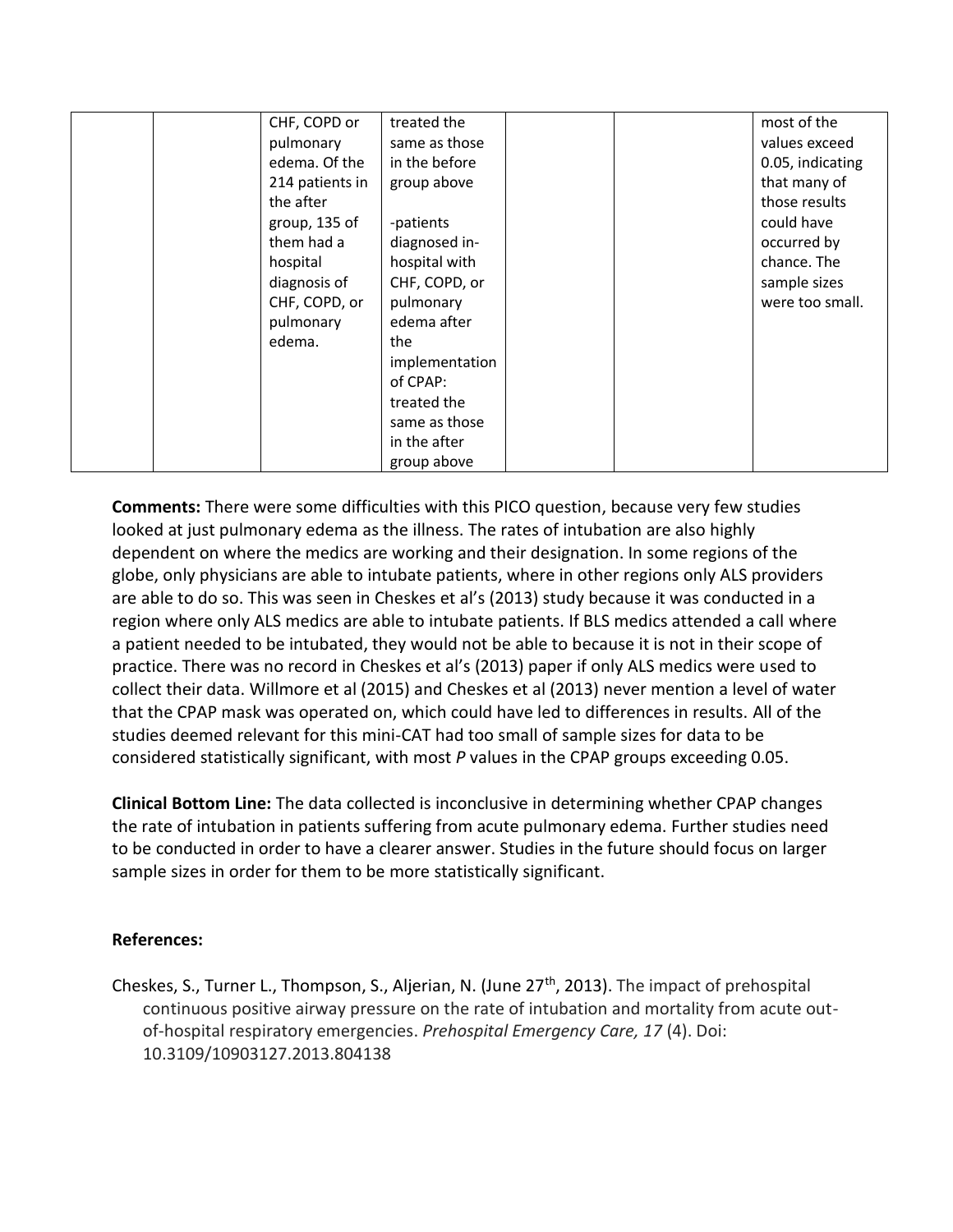|  |  | CHF, COPD or pulmonary edema. Of the 214 patients in the after group, 135 of them had a hospital diagnosis of CHF, COPD, or pulmonary edema. | treated the same as those in the before group above<br><br>-patients diagnosed in-hospital with CHF, COPD, or pulmonary edema after the implementation of CPAP: treated the same as those in the after group above |  |  | most of the values exceed 0.05, indicating that many of those results could have occurred by chance. The sample sizes were too small. |
|---|---|---|---|---|---|---|

**Comments:** There were some difficulties with this PICO question, because very few studies looked at just pulmonary edema as the illness. The rates of intubation are also highly dependent on where the medics are working and their designation. In some regions of the globe, only physicians are able to intubate patients, where in other regions only ALS providers are able to do so. This was seen in Cheskes et al's (2013) study because it was conducted in a region where only ALS medics are able to intubate patients. If BLS medics attended a call where a patient needed to be intubated, they would not be able to because it is not in their scope of practice. There was no record in Cheskes et al's (2013) paper if only ALS medics were used to collect their data. Willmore et al (2015) and Cheskes et al (2013) never mention a level of water that the CPAP mask was operated on, which could have led to differences in results. All of the studies deemed relevant for this mini-CAT had too small of sample sizes for data to be considered statistically significant, with most *P* values in the CPAP groups exceeding 0.05.

**Clinical Bottom Line:** The data collected is inconclusive in determining whether CPAP changes the rate of intubation in patients suffering from acute pulmonary edema. Further studies need to be conducted in order to have a clearer answer. Studies in the future should focus on larger sample sizes in order for them to be more statistically significant.

**References:**

Cheskes, S., Turner L., Thompson, S., Aljerian, N. (June 27th, 2013). The impact of prehospital continuous positive airway pressure on the rate of intubation and mortality from acute out-of-hospital respiratory emergencies. *Prehospital Emergency Care, 17* (4). Doi: 10.3109/10903127.2013.804138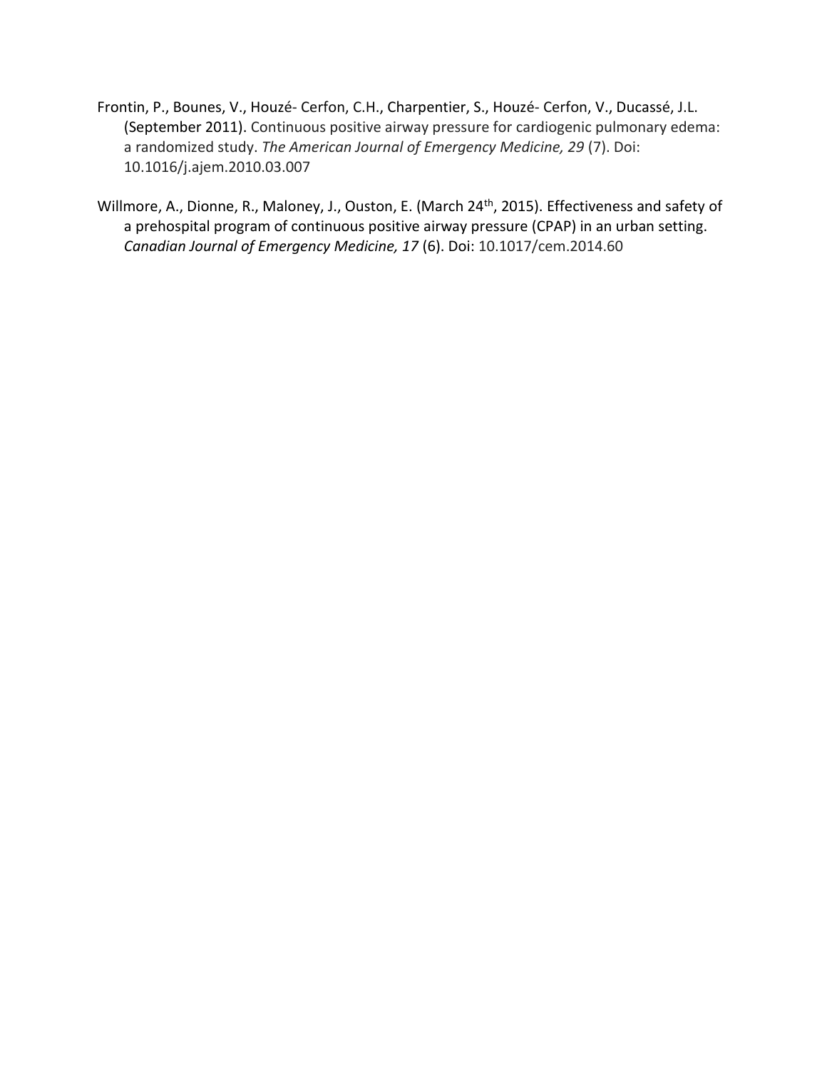Frontin, P., Bounes, V., Houzé- Cerfon, C.H., Charpentier, S., Houzé- Cerfon, V., Ducassé, J.L. (September 2011). Continuous positive airway pressure for cardiogenic pulmonary edema: a randomized study. *The American Journal of Emergency Medicine, 29* (7). Doi: 10.1016/j.ajem.2010.03.007

Willmore, A., Dionne, R., Maloney, J., Ouston, E. (March 24th, 2015). Effectiveness and safety of a prehospital program of continuous positive airway pressure (CPAP) in an urban setting. *Canadian Journal of Emergency Medicine, 17* (6). Doi: 10.1017/cem.2014.60